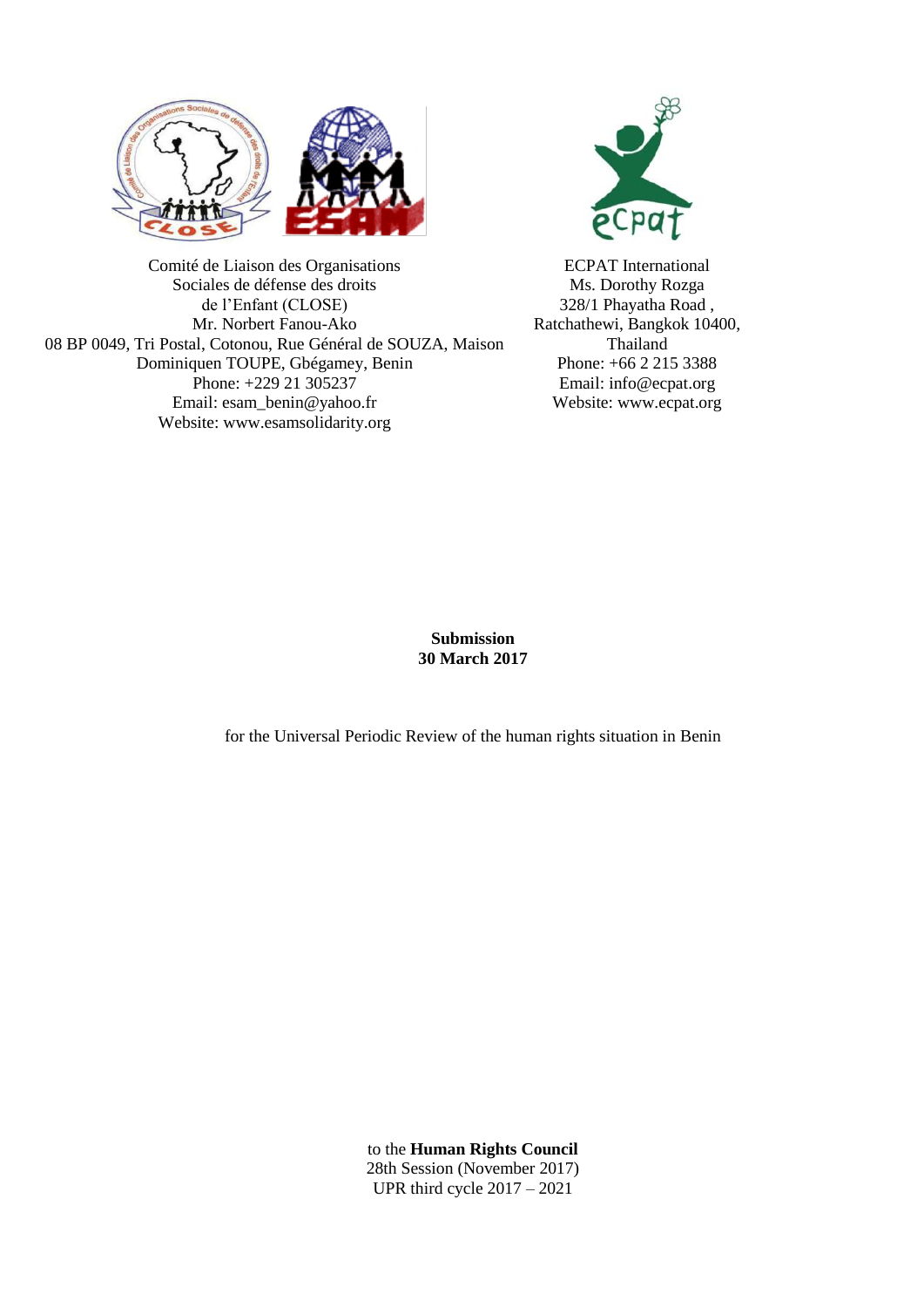Comité de Liaison des Organisations
Sociales de défense des droits
de l'Enfant (CLOSE)
Mr. Norbert Fanou-Ako
08 BP 0049, Tri Postal, Cotonou, Rue Général de SOUZA, Maison
Dominiquen TOUPE, Gbégamey, Benin
Phone: +229 21 305237
Email: esam_benin@yahoo.fr
Website: www.esamsolidarity.org

ECPAT International
Ms. Dorothy Rozga
328/1 Phayatha Road ,
Ratchathewi, Bangkok 10400,
Thailand
Phone: +66 2 215 3388
Email: info@ecpat.org
Website: www.ecpat.org

**Submission**
**30 March 2017**

for the Universal Periodic Review of the human rights situation in Benin

to the **Human Rights Council**
28th Session (November 2017)
UPR third cycle 2017 – 2021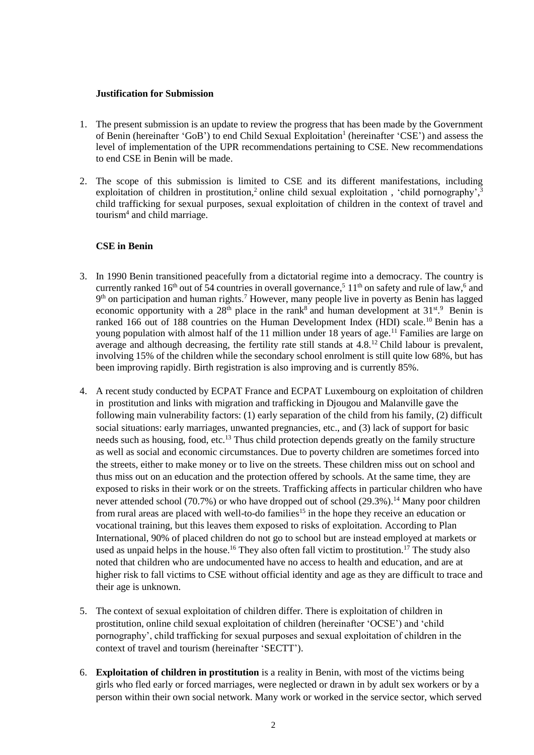**Justification for Submission**

1. The present submission is an update to review the progress that has been made by the Government of Benin (hereinafter 'GoB') to end Child Sexual Exploitation[1] (hereinafter 'CSE') and assess the level of implementation of the UPR recommendations pertaining to CSE. New recommendations to end CSE in Benin will be made.

2. The scope of this submission is limited to CSE and its different manifestations, including exploitation of children in prostitution,[2] online child sexual exploitation , 'child pornography',[3] child trafficking for sexual purposes, sexual exploitation of children in the context of travel and tourism[4] and child marriage.

**CSE in Benin**

3. In 1990 Benin transitioned peacefully from a dictatorial regime into a democracy. The country is currently ranked 16th out of 54 countries in overall governance,[5] 11th on safety and rule of law,[6] and 9th on participation and human rights.[7] However, many people live in poverty as Benin has lagged economic opportunity with a 28th place in the rank[8] and human development at 31st.[9] Benin is ranked 166 out of 188 countries on the Human Development Index (HDI) scale.[10] Benin has a young population with almost half of the 11 million under 18 years of age.[11] Families are large on average and although decreasing, the fertility rate still stands at 4.8.[12] Child labour is prevalent, involving 15% of the children while the secondary school enrolment is still quite low 68%, but has been improving rapidly. Birth registration is also improving and is currently 85%.

4. A recent study conducted by ECPAT France and ECPAT Luxembourg on exploitation of children in prostitution and links with migration and trafficking in Djougou and Malanville gave the following main vulnerability factors: (1) early separation of the child from his family, (2) difficult social situations: early marriages, unwanted pregnancies, etc., and (3) lack of support for basic needs such as housing, food, etc.[13] Thus child protection depends greatly on the family structure as well as social and economic circumstances. Due to poverty children are sometimes forced into the streets, either to make money or to live on the streets. These children miss out on school and thus miss out on an education and the protection offered by schools. At the same time, they are exposed to risks in their work or on the streets. Trafficking affects in particular children who have never attended school (70.7%) or who have dropped out of school (29.3%).[14] Many poor children from rural areas are placed with well-to-do families[15] in the hope they receive an education or vocational training, but this leaves them exposed to risks of exploitation. According to Plan International, 90% of placed children do not go to school but are instead employed at markets or used as unpaid helps in the house.[16] They also often fall victim to prostitution.[17] The study also noted that children who are undocumented have no access to health and education, and are at higher risk to fall victims to CSE without official identity and age as they are difficult to trace and their age is unknown.

5. The context of sexual exploitation of children differ. There is exploitation of children in prostitution, online child sexual exploitation of children (hereinafter 'OCSE') and 'child pornography', child trafficking for sexual purposes and sexual exploitation of children in the context of travel and tourism (hereinafter 'SECTT').

6. **Exploitation of children in prostitution** is a reality in Benin, with most of the victims being girls who fled early or forced marriages, were neglected or drawn in by adult sex workers or by a person within their own social network. Many work or worked in the service sector, which served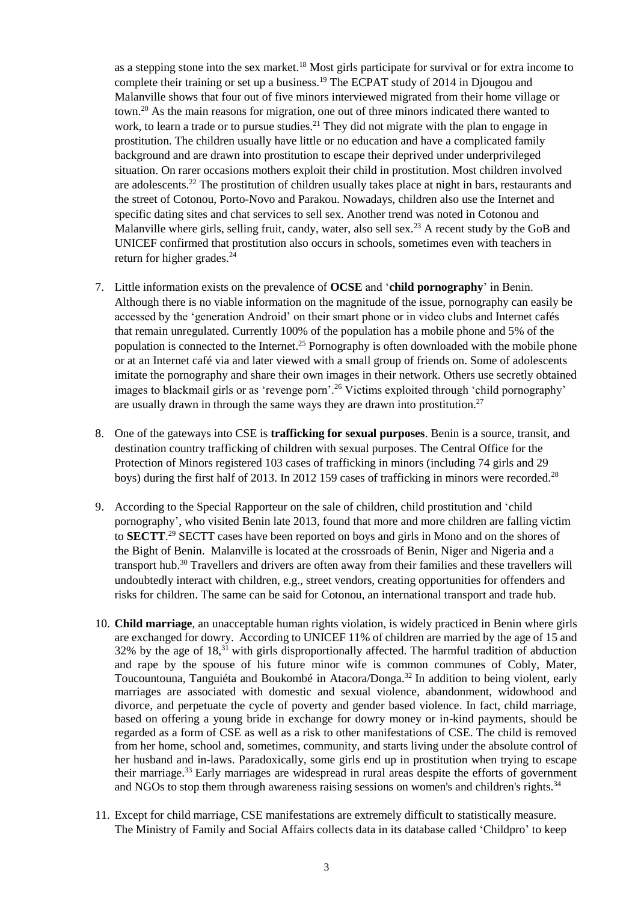as a stepping stone into the sex market.[18] Most girls participate for survival or for extra income to complete their training or set up a business.[19] The ECPAT study of 2014 in Djougou and Malanville shows that four out of five minors interviewed migrated from their home village or town.[20] As the main reasons for migration, one out of three minors indicated there wanted to work, to learn a trade or to pursue studies.[21] They did not migrate with the plan to engage in prostitution. The children usually have little or no education and have a complicated family background and are drawn into prostitution to escape their deprived under underprivileged situation. On rarer occasions mothers exploit their child in prostitution. Most children involved are adolescents.[22] The prostitution of children usually takes place at night in bars, restaurants and the street of Cotonou, Porto-Novo and Parakou. Nowadays, children also use the Internet and specific dating sites and chat services to sell sex. Another trend was noted in Cotonou and Malanville where girls, selling fruit, candy, water, also sell sex.[23] A recent study by the GoB and UNICEF confirmed that prostitution also occurs in schools, sometimes even with teachers in return for higher grades.[24]

7. Little information exists on the prevalence of **OCSE** and '**child pornography**' in Benin. Although there is no viable information on the magnitude of the issue, pornography can easily be accessed by the 'generation Android' on their smart phone or in video clubs and Internet cafés that remain unregulated. Currently 100% of the population has a mobile phone and 5% of the population is connected to the Internet.[25] Pornography is often downloaded with the mobile phone or at an Internet café via and later viewed with a small group of friends on. Some of adolescents imitate the pornography and share their own images in their network. Others use secretly obtained images to blackmail girls or as 'revenge porn'.[26] Victims exploited through 'child pornography' are usually drawn in through the same ways they are drawn into prostitution.[27]

8. One of the gateways into CSE is **trafficking for sexual purposes**. Benin is a source, transit, and destination country trafficking of children with sexual purposes. The Central Office for the Protection of Minors registered 103 cases of trafficking in minors (including 74 girls and 29 boys) during the first half of 2013. In 2012 159 cases of trafficking in minors were recorded.[28]

9. According to the Special Rapporteur on the sale of children, child prostitution and 'child pornography', who visited Benin late 2013, found that more and more children are falling victim to **SECTT**.[29] SECTT cases have been reported on boys and girls in Mono and on the shores of the Bight of Benin. Malanville is located at the crossroads of Benin, Niger and Nigeria and a transport hub.[30] Travellers and drivers are often away from their families and these travellers will undoubtedly interact with children, e.g., street vendors, creating opportunities for offenders and risks for children. The same can be said for Cotonou, an international transport and trade hub.

10. **Child marriage**, an unacceptable human rights violation, is widely practiced in Benin where girls are exchanged for dowry. According to UNICEF 11% of children are married by the age of 15 and 32% by the age of 18,[31] with girls disproportionally affected. The harmful tradition of abduction and rape by the spouse of his future minor wife is common communes of Cobly, Mater, Toucountouna, Tanguiéta and Boukombé in Atacora/Donga.[32] In addition to being violent, early marriages are associated with domestic and sexual violence, abandonment, widowhood and divorce, and perpetuate the cycle of poverty and gender based violence. In fact, child marriage, based on offering a young bride in exchange for dowry money or in-kind payments, should be regarded as a form of CSE as well as a risk to other manifestations of CSE. The child is removed from her home, school and, sometimes, community, and starts living under the absolute control of her husband and in-laws. Paradoxically, some girls end up in prostitution when trying to escape their marriage.[33] Early marriages are widespread in rural areas despite the efforts of government and NGOs to stop them through awareness raising sessions on women's and children's rights.[34]

11. Except for child marriage, CSE manifestations are extremely difficult to statistically measure. The Ministry of Family and Social Affairs collects data in its database called 'Childpro' to keep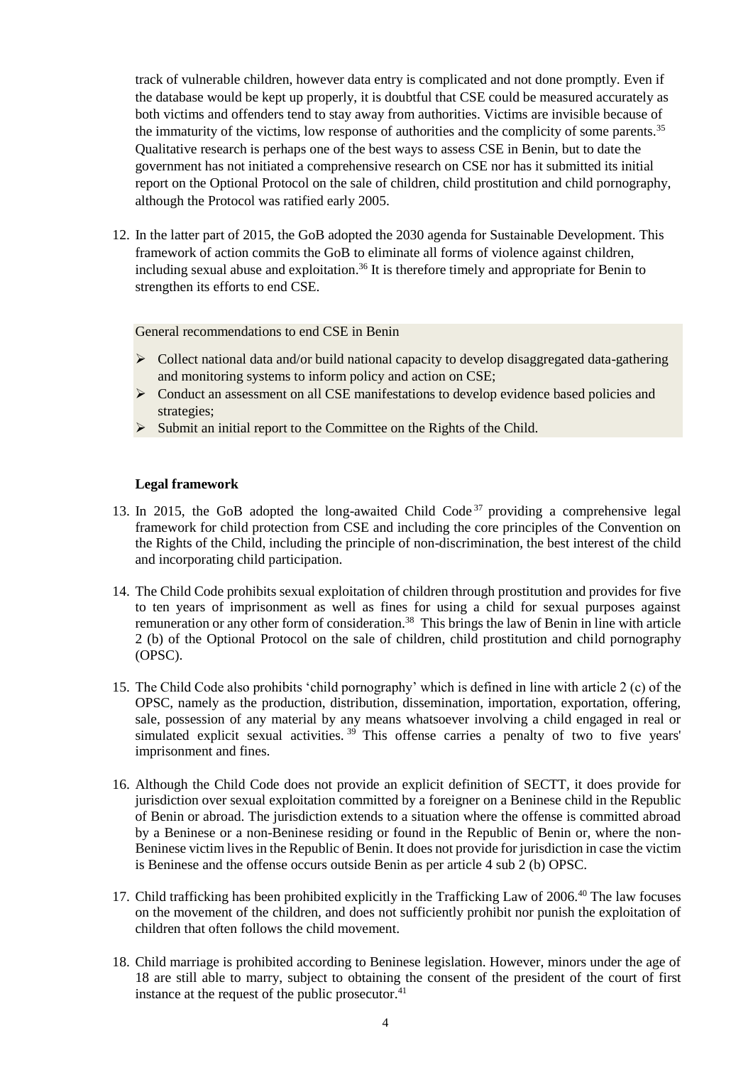track of vulnerable children, however data entry is complicated and not done promptly. Even if the database would be kept up properly, it is doubtful that CSE could be measured accurately as both victims and offenders tend to stay away from authorities. Victims are invisible because of the immaturity of the victims, low response of authorities and the complicity of some parents.[35] Qualitative research is perhaps one of the best ways to assess CSE in Benin, but to date the government has not initiated a comprehensive research on CSE nor has it submitted its initial report on the Optional Protocol on the sale of children, child prostitution and child pornography, although the Protocol was ratified early 2005.

12. In the latter part of 2015, the GoB adopted the 2030 agenda for Sustainable Development. This framework of action commits the GoB to eliminate all forms of violence against children, including sexual abuse and exploitation.[36] It is therefore timely and appropriate for Benin to strengthen its efforts to end CSE.

General recommendations to end CSE in Benin

- Collect national data and/or build national capacity to develop disaggregated data-gathering and monitoring systems to inform policy and action on CSE;
- Conduct an assessment on all CSE manifestations to develop evidence based policies and strategies;
- Submit an initial report to the Committee on the Rights of the Child.

**Legal framework**

13. In 2015, the GoB adopted the long-awaited Child Code[37] providing a comprehensive legal framework for child protection from CSE and including the core principles of the Convention on the Rights of the Child, including the principle of non-discrimination, the best interest of the child and incorporating child participation.

14. The Child Code prohibits sexual exploitation of children through prostitution and provides for five to ten years of imprisonment as well as fines for using a child for sexual purposes against remuneration or any other form of consideration.[38] This brings the law of Benin in line with article 2 (b) of the Optional Protocol on the sale of children, child prostitution and child pornography (OPSC).

15. The Child Code also prohibits 'child pornography' which is defined in line with article 2 (c) of the OPSC, namely as the production, distribution, dissemination, importation, exportation, offering, sale, possession of any material by any means whatsoever involving a child engaged in real or simulated explicit sexual activities.[39] This offense carries a penalty of two to five years' imprisonment and fines.

16. Although the Child Code does not provide an explicit definition of SECTT, it does provide for jurisdiction over sexual exploitation committed by a foreigner on a Beninese child in the Republic of Benin or abroad. The jurisdiction extends to a situation where the offense is committed abroad by a Beninese or a non-Beninese residing or found in the Republic of Benin or, where the non-Beninese victim lives in the Republic of Benin. It does not provide for jurisdiction in case the victim is Beninese and the offense occurs outside Benin as per article 4 sub 2 (b) OPSC.

17. Child trafficking has been prohibited explicitly in the Trafficking Law of 2006.[40] The law focuses on the movement of the children, and does not sufficiently prohibit nor punish the exploitation of children that often follows the child movement.

18. Child marriage is prohibited according to Beninese legislation. However, minors under the age of 18 are still able to marry, subject to obtaining the consent of the president of the court of first instance at the request of the public prosecutor.[41]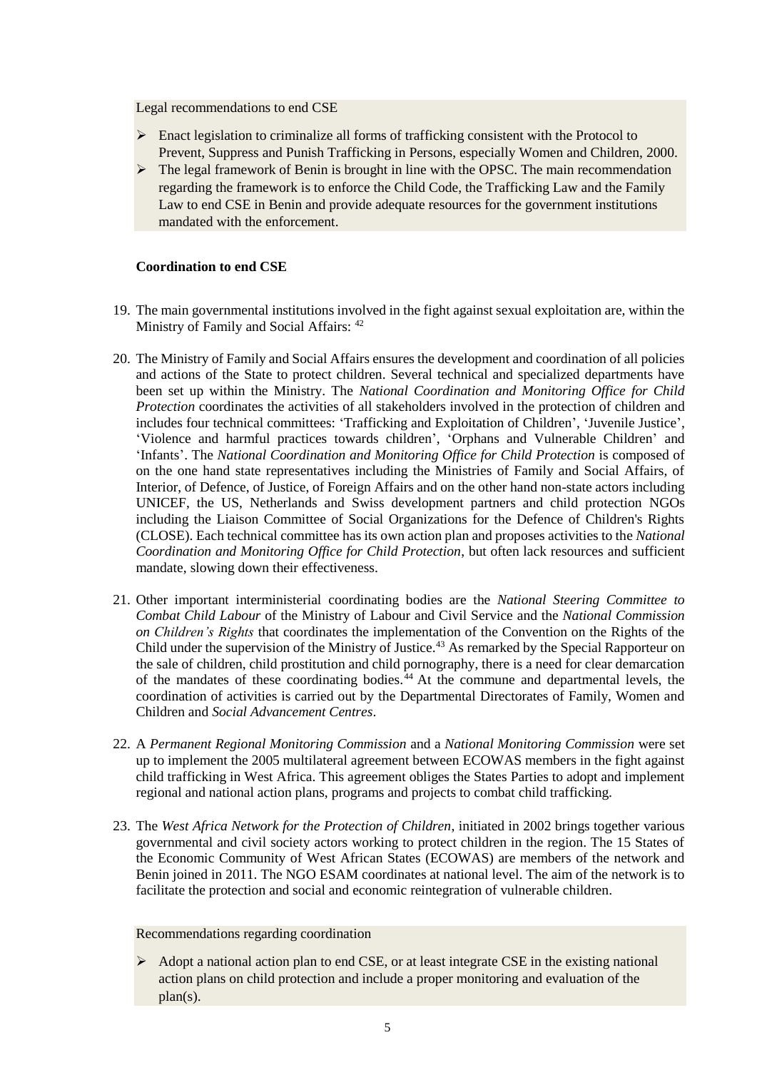Legal recommendations to end CSE

- Enact legislation to criminalize all forms of trafficking consistent with the Protocol to Prevent, Suppress and Punish Trafficking in Persons, especially Women and Children, 2000.
- The legal framework of Benin is brought in line with the OPSC. The main recommendation regarding the framework is to enforce the Child Code, the Trafficking Law and the Family Law to end CSE in Benin and provide adequate resources for the government institutions mandated with the enforcement.

**Coordination to end CSE**

19. The main governmental institutions involved in the fight against sexual exploitation are, within the Ministry of Family and Social Affairs: [42]

20. The Ministry of Family and Social Affairs ensures the development and coordination of all policies and actions of the State to protect children. Several technical and specialized departments have been set up within the Ministry. The *National Coordination and Monitoring Office for Child Protection* coordinates the activities of all stakeholders involved in the protection of children and includes four technical committees: 'Trafficking and Exploitation of Children', 'Juvenile Justice', 'Violence and harmful practices towards children', 'Orphans and Vulnerable Children' and 'Infants'. The *National Coordination and Monitoring Office for Child Protection* is composed of on the one hand state representatives including the Ministries of Family and Social Affairs, of Interior, of Defence, of Justice, of Foreign Affairs and on the other hand non-state actors including UNICEF, the US, Netherlands and Swiss development partners and child protection NGOs including the Liaison Committee of Social Organizations for the Defence of Children's Rights (CLOSE). Each technical committee has its own action plan and proposes activities to the *National Coordination and Monitoring Office for Child Protection*, but often lack resources and sufficient mandate, slowing down their effectiveness.

21. Other important interministerial coordinating bodies are the *National Steering Committee to Combat Child Labour* of the Ministry of Labour and Civil Service and the *National Commission on Children's Rights* that coordinates the implementation of the Convention on the Rights of the Child under the supervision of the Ministry of Justice.[43] As remarked by the Special Rapporteur on the sale of children, child prostitution and child pornography, there is a need for clear demarcation of the mandates of these coordinating bodies.[44] At the commune and departmental levels, the coordination of activities is carried out by the Departmental Directorates of Family, Women and Children and *Social Advancement Centres*.

22. A *Permanent Regional Monitoring Commission* and a *National Monitoring Commission* were set up to implement the 2005 multilateral agreement between ECOWAS members in the fight against child trafficking in West Africa. This agreement obliges the States Parties to adopt and implement regional and national action plans, programs and projects to combat child trafficking.

23. The *West Africa Network for the Protection of Children*, initiated in 2002 brings together various governmental and civil society actors working to protect children in the region. The 15 States of the Economic Community of West African States (ECOWAS) are members of the network and Benin joined in 2011. The NGO ESAM coordinates at national level. The aim of the network is to facilitate the protection and social and economic reintegration of vulnerable children.

Recommendations regarding coordination

- Adopt a national action plan to end CSE, or at least integrate CSE in the existing national action plans on child protection and include a proper monitoring and evaluation of the plan(s).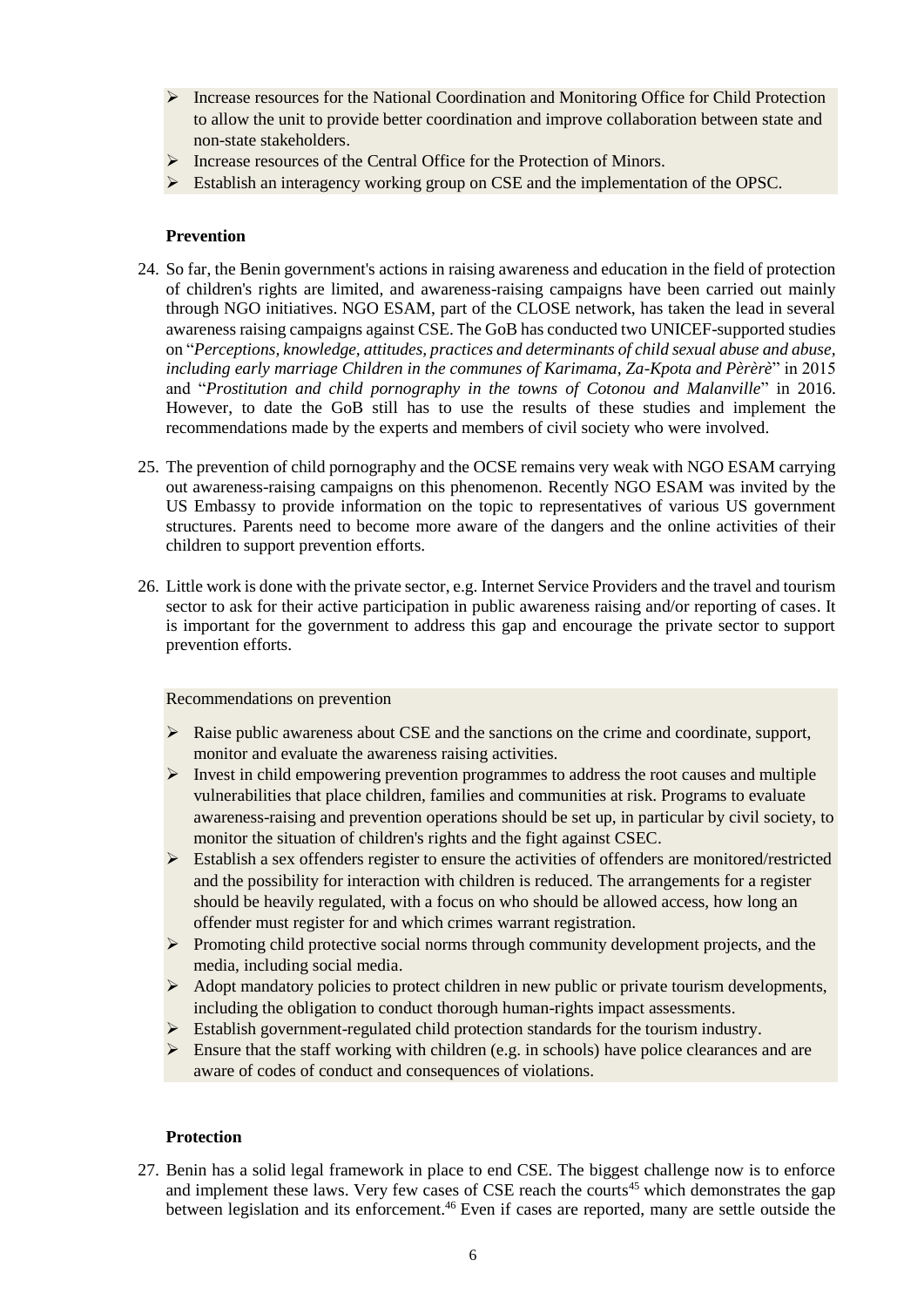- Increase resources for the National Coordination and Monitoring Office for Child Protection to allow the unit to provide better coordination and improve collaboration between state and non-state stakeholders.
- Increase resources of the Central Office for the Protection of Minors.
- Establish an interagency working group on CSE and the implementation of the OPSC.

**Prevention**

24. So far, the Benin government's actions in raising awareness and education in the field of protection of children's rights are limited, and awareness-raising campaigns have been carried out mainly through NGO initiatives. NGO ESAM, part of the CLOSE network, has taken the lead in several awareness raising campaigns against CSE. The GoB has conducted two UNICEF-supported studies on "*Perceptions, knowledge, attitudes, practices and determinants of child sexual abuse and abuse, including early marriage Children in the communes of Karimama, Za-Kpota and Pèrèrè*" in 2015 and "*Prostitution and child pornography in the towns of Cotonou and Malanville*" in 2016. However, to date the GoB still has to use the results of these studies and implement the recommendations made by the experts and members of civil society who were involved.

25. The prevention of child pornography and the OCSE remains very weak with NGO ESAM carrying out awareness-raising campaigns on this phenomenon. Recently NGO ESAM was invited by the US Embassy to provide information on the topic to representatives of various US government structures. Parents need to become more aware of the dangers and the online activities of their children to support prevention efforts.

26. Little work is done with the private sector, e.g. Internet Service Providers and the travel and tourism sector to ask for their active participation in public awareness raising and/or reporting of cases. It is important for the government to address this gap and encourage the private sector to support prevention efforts.

Recommendations on prevention

- Raise public awareness about CSE and the sanctions on the crime and coordinate, support, monitor and evaluate the awareness raising activities.
- Invest in child empowering prevention programmes to address the root causes and multiple vulnerabilities that place children, families and communities at risk. Programs to evaluate awareness-raising and prevention operations should be set up, in particular by civil society, to monitor the situation of children's rights and the fight against CSEC.
- Establish a sex offenders register to ensure the activities of offenders are monitored/restricted and the possibility for interaction with children is reduced. The arrangements for a register should be heavily regulated, with a focus on who should be allowed access, how long an offender must register for and which crimes warrant registration.
- Promoting child protective social norms through community development projects, and the media, including social media.
- Adopt mandatory policies to protect children in new public or private tourism developments, including the obligation to conduct thorough human-rights impact assessments.
- Establish government-regulated child protection standards for the tourism industry.
- Ensure that the staff working with children (e.g. in schools) have police clearances and are aware of codes of conduct and consequences of violations.

**Protection**

27. Benin has a solid legal framework in place to end CSE. The biggest challenge now is to enforce and implement these laws. Very few cases of CSE reach the courts[45] which demonstrates the gap between legislation and its enforcement.[46] Even if cases are reported, many are settle outside the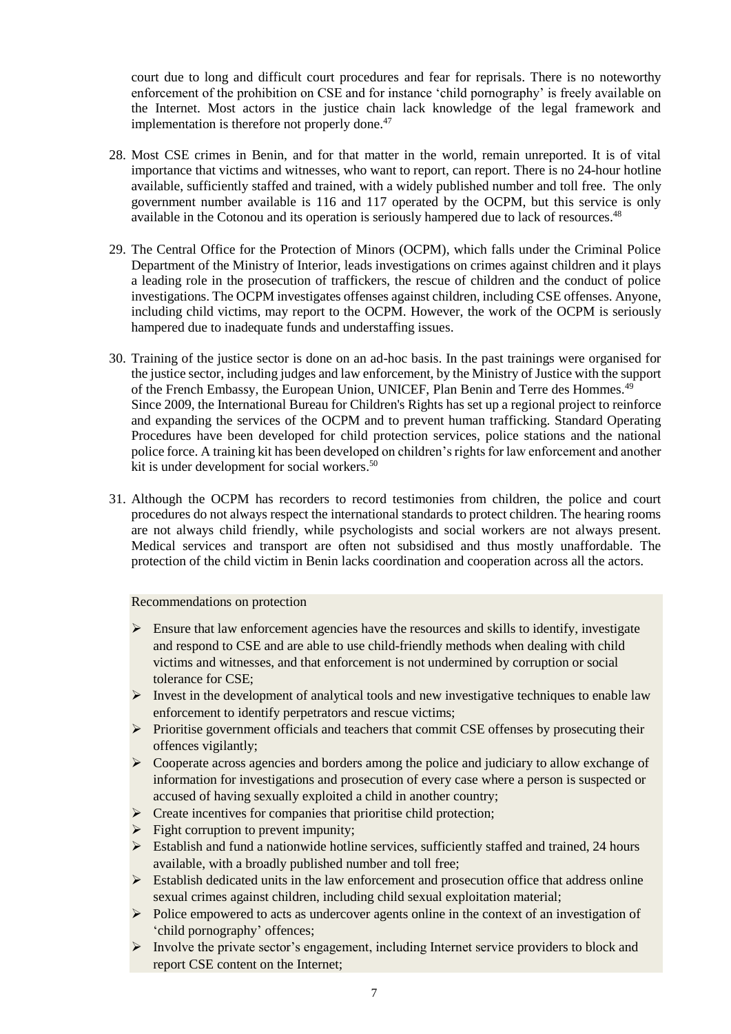court due to long and difficult court procedures and fear for reprisals. There is no noteworthy enforcement of the prohibition on CSE and for instance 'child pornography' is freely available on the Internet. Most actors in the justice chain lack knowledge of the legal framework and implementation is therefore not properly done.[47]

28. Most CSE crimes in Benin, and for that matter in the world, remain unreported. It is of vital importance that victims and witnesses, who want to report, can report. There is no 24-hour hotline available, sufficiently staffed and trained, with a widely published number and toll free. The only government number available is 116 and 117 operated by the OCPM, but this service is only available in the Cotonou and its operation is seriously hampered due to lack of resources.[48]

29. The Central Office for the Protection of Minors (OCPM), which falls under the Criminal Police Department of the Ministry of Interior, leads investigations on crimes against children and it plays a leading role in the prosecution of traffickers, the rescue of children and the conduct of police investigations. The OCPM investigates offenses against children, including CSE offenses. Anyone, including child victims, may report to the OCPM. However, the work of the OCPM is seriously hampered due to inadequate funds and understaffing issues.

30. Training of the justice sector is done on an ad-hoc basis. In the past trainings were organised for the justice sector, including judges and law enforcement, by the Ministry of Justice with the support of the French Embassy, the European Union, UNICEF, Plan Benin and Terre des Hommes.[49] Since 2009, the International Bureau for Children's Rights has set up a regional project to reinforce and expanding the services of the OCPM and to prevent human trafficking. Standard Operating Procedures have been developed for child protection services, police stations and the national police force. A training kit has been developed on children's rights for law enforcement and another kit is under development for social workers.[50]

31. Although the OCPM has recorders to record testimonies from children, the police and court procedures do not always respect the international standards to protect children. The hearing rooms are not always child friendly, while psychologists and social workers are not always present. Medical services and transport are often not subsidised and thus mostly unaffordable. The protection of the child victim in Benin lacks coordination and cooperation across all the actors.

Recommendations on protection

- Ensure that law enforcement agencies have the resources and skills to identify, investigate and respond to CSE and are able to use child-friendly methods when dealing with child victims and witnesses, and that enforcement is not undermined by corruption or social tolerance for CSE;
- Invest in the development of analytical tools and new investigative techniques to enable law enforcement to identify perpetrators and rescue victims;
- Prioritise government officials and teachers that commit CSE offenses by prosecuting their offences vigilantly;
- Cooperate across agencies and borders among the police and judiciary to allow exchange of information for investigations and prosecution of every case where a person is suspected or accused of having sexually exploited a child in another country;
- Create incentives for companies that prioritise child protection;
- Fight corruption to prevent impunity;
- Establish and fund a nationwide hotline services, sufficiently staffed and trained, 24 hours available, with a broadly published number and toll free;
- Establish dedicated units in the law enforcement and prosecution office that address online sexual crimes against children, including child sexual exploitation material;
- Police empowered to acts as undercover agents online in the context of an investigation of 'child pornography' offences;
- Involve the private sector's engagement, including Internet service providers to block and report CSE content on the Internet;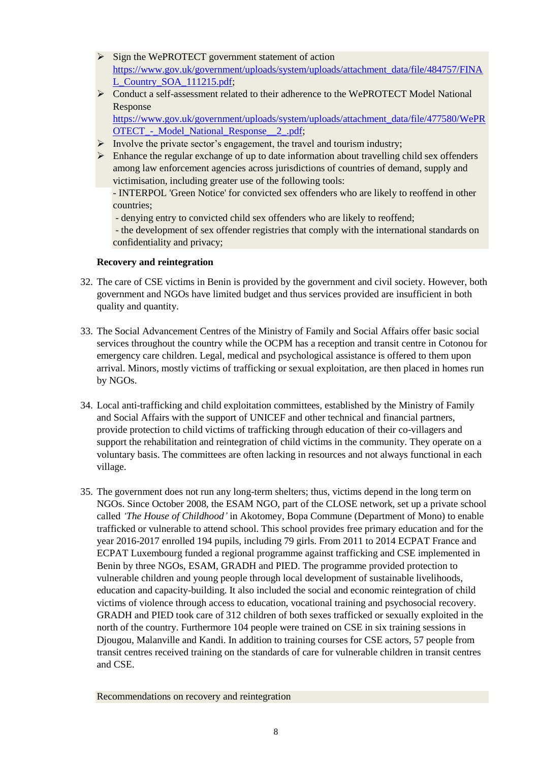- Sign the WePROTECT government statement of action https://www.gov.uk/government/uploads/system/uploads/attachment_data/file/484757/FINAL_Country_SOA_111215.pdf;
- Conduct a self-assessment related to their adherence to the WePROTECT Model National Response https://www.gov.uk/government/uploads/system/uploads/attachment_data/file/477580/WePROTECT_-_Model_National_Response__2_.pdf;
- Involve the private sector's engagement, the travel and tourism industry;
- Enhance the regular exchange of up to date information about travelling child sex offenders among law enforcement agencies across jurisdictions of countries of demand, supply and victimisation, including greater use of the following tools:
  - INTERPOL 'Green Notice' for convicted sex offenders who are likely to reoffend in other countries;
  - denying entry to convicted child sex offenders who are likely to reoffend;
  - the development of sex offender registries that comply with the international standards on confidentiality and privacy;

**Recovery and reintegration**

32. The care of CSE victims in Benin is provided by the government and civil society. However, both government and NGOs have limited budget and thus services provided are insufficient in both quality and quantity.

33. The Social Advancement Centres of the Ministry of Family and Social Affairs offer basic social services throughout the country while the OCPM has a reception and transit centre in Cotonou for emergency care children. Legal, medical and psychological assistance is offered to them upon arrival. Minors, mostly victims of trafficking or sexual exploitation, are then placed in homes run by NGOs.

34. Local anti-trafficking and child exploitation committees, established by the Ministry of Family and Social Affairs with the support of UNICEF and other technical and financial partners, provide protection to child victims of trafficking through education of their co-villagers and support the rehabilitation and reintegration of child victims in the community. They operate on a voluntary basis. The committees are often lacking in resources and not always functional in each village.

35. The government does not run any long-term shelters; thus, victims depend in the long term on NGOs. Since October 2008, the ESAM NGO, part of the CLOSE network, set up a private school called *'The House of Childhood'* in Akotomey, Bopa Commune (Department of Mono) to enable trafficked or vulnerable to attend school. This school provides free primary education and for the year 2016-2017 enrolled 194 pupils, including 79 girls. From 2011 to 2014 ECPAT France and ECPAT Luxembourg funded a regional programme against trafficking and CSE implemented in Benin by three NGOs, ESAM, GRADH and PIED. The programme provided protection to vulnerable children and young people through local development of sustainable livelihoods, education and capacity-building. It also included the social and economic reintegration of child victims of violence through access to education, vocational training and psychosocial recovery. GRADH and PIED took care of 312 children of both sexes trafficked or sexually exploited in the north of the country. Furthermore 104 people were trained on CSE in six training sessions in Djougou, Malanville and Kandi. In addition to training courses for CSE actors, 57 people from transit centres received training on the standards of care for vulnerable children in transit centres and CSE.

Recommendations on recovery and reintegration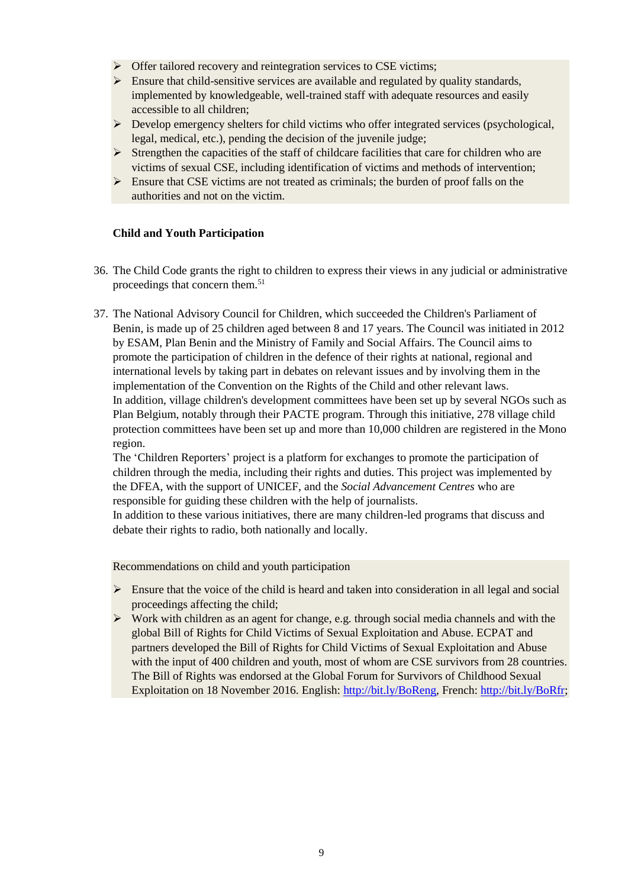- Offer tailored recovery and reintegration services to CSE victims;
- Ensure that child-sensitive services are available and regulated by quality standards, implemented by knowledgeable, well-trained staff with adequate resources and easily accessible to all children;
- Develop emergency shelters for child victims who offer integrated services (psychological, legal, medical, etc.), pending the decision of the juvenile judge;
- Strengthen the capacities of the staff of childcare facilities that care for children who are victims of sexual CSE, including identification of victims and methods of intervention;
- Ensure that CSE victims are not treated as criminals; the burden of proof falls on the authorities and not on the victim.

**Child and Youth Participation**

36. The Child Code grants the right to children to express their views in any judicial or administrative proceedings that concern them.[51]

37. The National Advisory Council for Children, which succeeded the Children's Parliament of Benin, is made up of 25 children aged between 8 and 17 years. The Council was initiated in 2012 by ESAM, Plan Benin and the Ministry of Family and Social Affairs. The Council aims to promote the participation of children in the defence of their rights at national, regional and international levels by taking part in debates on relevant issues and by involving them in the implementation of the Convention on the Rights of the Child and other relevant laws.
In addition, village children's development committees have been set up by several NGOs such as Plan Belgium, notably through their PACTE program. Through this initiative, 278 village child protection committees have been set up and more than 10,000 children are registered in the Mono region.
The 'Children Reporters' project is a platform for exchanges to promote the participation of children through the media, including their rights and duties. This project was implemented by the DFEA, with the support of UNICEF, and the *Social Advancement Centres* who are responsible for guiding these children with the help of journalists.
In addition to these various initiatives, there are many children-led programs that discuss and debate their rights to radio, both nationally and locally.

Recommendations on child and youth participation

- Ensure that the voice of the child is heard and taken into consideration in all legal and social proceedings affecting the child;
- Work with children as an agent for change, e.g. through social media channels and with the global Bill of Rights for Child Victims of Sexual Exploitation and Abuse. ECPAT and partners developed the Bill of Rights for Child Victims of Sexual Exploitation and Abuse with the input of 400 children and youth, most of whom are CSE survivors from 28 countries. The Bill of Rights was endorsed at the Global Forum for Survivors of Childhood Sexual Exploitation on 18 November 2016. English: http://bit.ly/BoReng, French: http://bit.ly/BoRfr;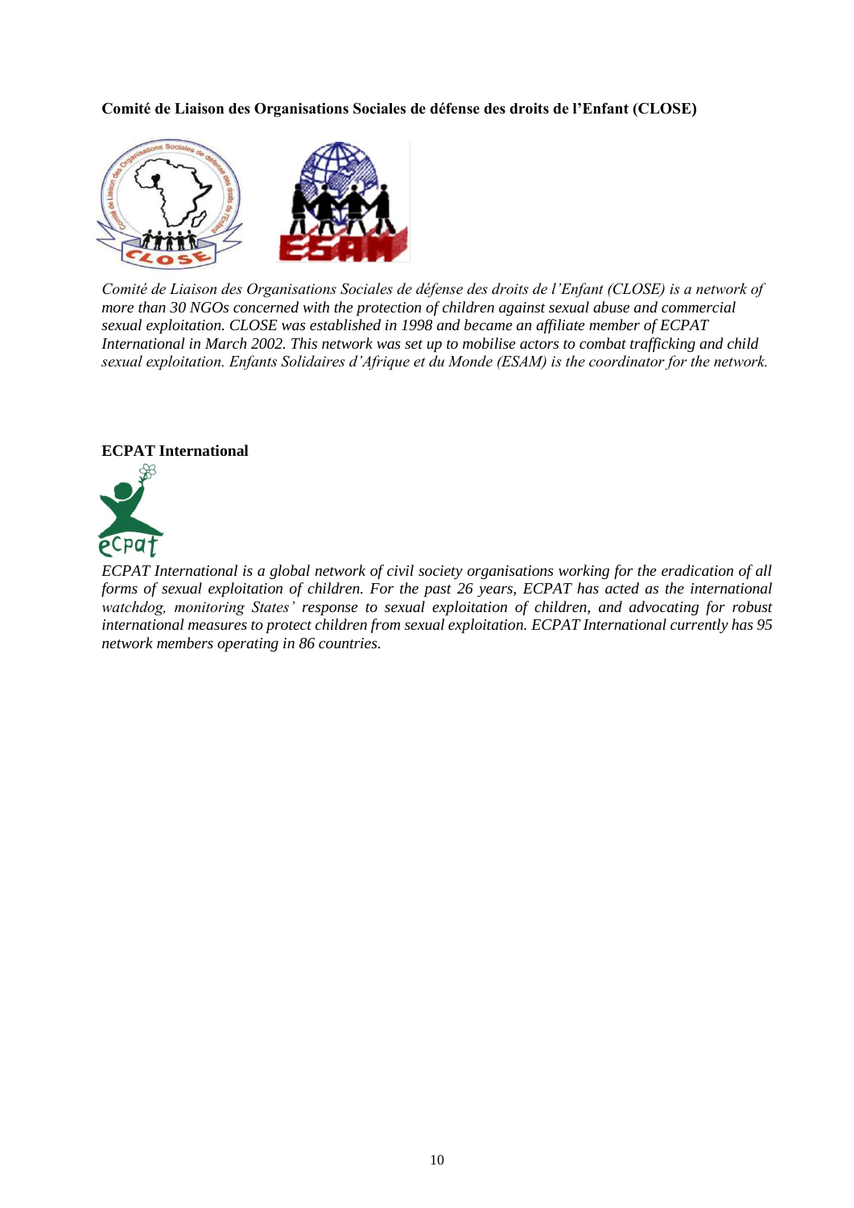**Comité de Liaison des Organisations Sociales de défense des droits de l'Enfant (CLOSE)**

*Comité de Liaison des Organisations Sociales de défense des droits de l'Enfant (CLOSE) is a network of more than 30 NGOs concerned with the protection of children against sexual abuse and commercial sexual exploitation. CLOSE was established in 1998 and became an affiliate member of ECPAT International in March 2002. This network was set up to mobilise actors to combat trafficking and child sexual exploitation. Enfants Solidaires d'Afrique et du Monde (ESAM) is the coordinator for the network.*

**ECPAT International**

*ECPAT International is a global network of civil society organisations working for the eradication of all forms of sexual exploitation of children. For the past 26 years, ECPAT has acted as the international watchdog, monitoring States' response to sexual exploitation of children, and advocating for robust international measures to protect children from sexual exploitation. ECPAT International currently has 95 network members operating in 86 countries.*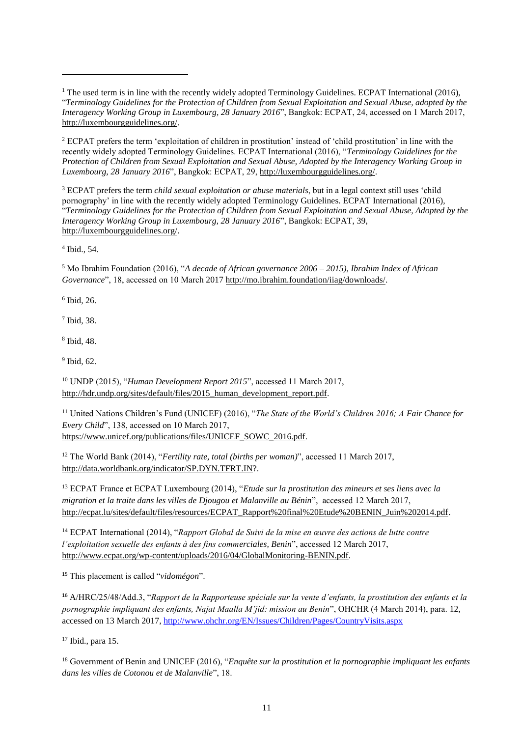[1] The used term is in line with the recently widely adopted Terminology Guidelines. ECPAT International (2016), "*Terminology Guidelines for the Protection of Children from Sexual Exploitation and Sexual Abuse, adopted by the Interagency Working Group in Luxembourg, 28 January 2016*", Bangkok: ECPAT, 24, accessed on 1 March 2017, http://luxembourgguidelines.org/.

[2] ECPAT prefers the term 'exploitation of children in prostitution' instead of 'child prostitution' in line with the recently widely adopted Terminology Guidelines. ECPAT International (2016), "*Terminology Guidelines for the Protection of Children from Sexual Exploitation and Sexual Abuse, Adopted by the Interagency Working Group in Luxembourg, 28 January 2016*", Bangkok: ECPAT, 29, http://luxembourgguidelines.org/.

[3] ECPAT prefers the term *child sexual exploitation or abuse materials*, but in a legal context still uses 'child pornography' in line with the recently widely adopted Terminology Guidelines. ECPAT International (2016), "*Terminology Guidelines for the Protection of Children from Sexual Exploitation and Sexual Abuse, Adopted by the Interagency Working Group in Luxembourg, 28 January 2016*", Bangkok: ECPAT, 39, http://luxembourgguidelines.org/.

[4] Ibid., 54.

[5] Mo Ibrahim Foundation (2016), "*A decade of African governance 2006 – 2015), Ibrahim Index of African Governance*", 18, accessed on 10 March 2017 http://mo.ibrahim.foundation/iiag/downloads/.

[6] Ibid, 26.

[7] Ibid, 38.

[8] Ibid, 48.

[9] Ibid, 62.

[10] UNDP (2015), "*Human Development Report 2015*", accessed 11 March 2017, http://hdr.undp.org/sites/default/files/2015_human_development_report.pdf.

[11] United Nations Children's Fund (UNICEF) (2016), "*The State of the World's Children 2016; A Fair Chance for Every Child*", 138, accessed on 10 March 2017, https://www.unicef.org/publications/files/UNICEF_SOWC_2016.pdf.

[12] The World Bank (2014), "*Fertility rate, total (births per woman)*", accessed 11 March 2017, http://data.worldbank.org/indicator/SP.DYN.TFRT.IN?.

[13] ECPAT France et ECPAT Luxembourg (2014), "*Etude sur la prostitution des mineurs et ses liens avec la migration et la traite dans les villes de Djougou et Malanville au Bénin*", accessed 12 March 2017, http://ecpat.lu/sites/default/files/resources/ECPAT_Rapport%20final%20Etude%20BENIN_Juin%202014.pdf.

[14] ECPAT International (2014), "*Rapport Global de Suivi de la mise en œuvre des actions de lutte contre l'exploitation sexuelle des enfants à des fins commerciales, Benin*", accessed 12 March 2017, http://www.ecpat.org/wp-content/uploads/2016/04/GlobalMonitoring-BENIN.pdf.

[15] This placement is called "*vidomégon*".

[16] A/HRC/25/48/Add.3, "*Rapport de la Rapporteuse spéciale sur la vente d'enfants, la prostitution des enfants et la pornographie impliquant des enfants, Najat Maalla M'jid: mission au Benin*", OHCHR (4 March 2014), para. 12, accessed on 13 March 2017, http://www.ohchr.org/EN/Issues/Children/Pages/CountryVisits.aspx

[17] Ibid., para 15.

[18] Government of Benin and UNICEF (2016), "*Enquête sur la prostitution et la pornographie impliquant les enfants dans les villes de Cotonou et de Malanville*", 18.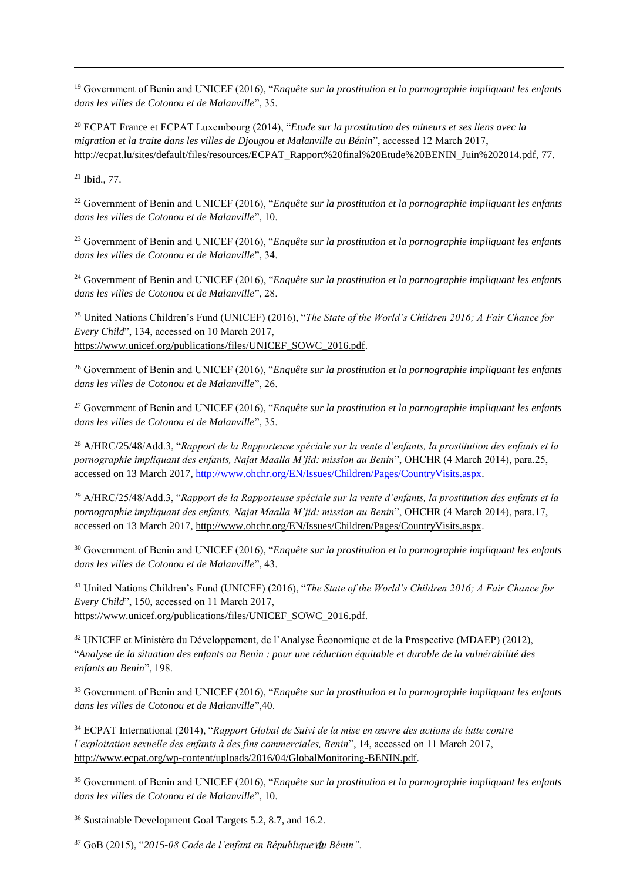[19] Government of Benin and UNICEF (2016), "*Enquête sur la prostitution et la pornographie impliquant les enfants dans les villes de Cotonou et de Malanville*", 35.

[20] ECPAT France et ECPAT Luxembourg (2014), "*Etude sur la prostitution des mineurs et ses liens avec la migration et la traite dans les villes de Djougou et Malanville au Bénin*", accessed 12 March 2017, http://ecpat.lu/sites/default/files/resources/ECPAT_Rapport%20final%20Etude%20BENIN_Juin%202014.pdf, 77.

[21] Ibid., 77.

[22] Government of Benin and UNICEF (2016), "*Enquête sur la prostitution et la pornographie impliquant les enfants dans les villes de Cotonou et de Malanville*", 10.

[23] Government of Benin and UNICEF (2016), "*Enquête sur la prostitution et la pornographie impliquant les enfants dans les villes de Cotonou et de Malanville*", 34.

[24] Government of Benin and UNICEF (2016), "*Enquête sur la prostitution et la pornographie impliquant les enfants dans les villes de Cotonou et de Malanville*", 28.

[25] United Nations Children's Fund (UNICEF) (2016), "*The State of the World's Children 2016; A Fair Chance for Every Child*", 134, accessed on 10 March 2017, https://www.unicef.org/publications/files/UNICEF_SOWC_2016.pdf.

[26] Government of Benin and UNICEF (2016), "*Enquête sur la prostitution et la pornographie impliquant les enfants dans les villes de Cotonou et de Malanville*", 26.

[27] Government of Benin and UNICEF (2016), "*Enquête sur la prostitution et la pornographie impliquant les enfants dans les villes de Cotonou et de Malanville*", 35.

[28] A/HRC/25/48/Add.3, "*Rapport de la Rapporteuse spéciale sur la vente d'enfants, la prostitution des enfants et la pornographie impliquant des enfants, Najat Maalla M'jid: mission au Benin*", OHCHR (4 March 2014), para.25, accessed on 13 March 2017, http://www.ohchr.org/EN/Issues/Children/Pages/CountryVisits.aspx.

[29] A/HRC/25/48/Add.3, "*Rapport de la Rapporteuse spéciale sur la vente d'enfants, la prostitution des enfants et la pornographie impliquant des enfants, Najat Maalla M'jid: mission au Benin*", OHCHR (4 March 2014), para.17, accessed on 13 March 2017, http://www.ohchr.org/EN/Issues/Children/Pages/CountryVisits.aspx.

[30] Government of Benin and UNICEF (2016), "*Enquête sur la prostitution et la pornographie impliquant les enfants dans les villes de Cotonou et de Malanville*", 43.

[31] United Nations Children's Fund (UNICEF) (2016), "*The State of the World's Children 2016; A Fair Chance for Every Child*", 150, accessed on 11 March 2017, https://www.unicef.org/publications/files/UNICEF_SOWC_2016.pdf.

[32] UNICEF et Ministère du Développement, de l'Analyse Économique et de la Prospective (MDAEP) (2012), "*Analyse de la situation des enfants au Benin : pour une réduction équitable et durable de la vulnérabilité des enfants au Benin*", 198.

[33] Government of Benin and UNICEF (2016), "*Enquête sur la prostitution et la pornographie impliquant les enfants dans les villes de Cotonou et de Malanville*",40.

[34] ECPAT International (2014), "*Rapport Global de Suivi de la mise en œuvre des actions de lutte contre l'exploitation sexuelle des enfants à des fins commerciales, Benin*", 14, accessed on 11 March 2017, http://www.ecpat.org/wp-content/uploads/2016/04/GlobalMonitoring-BENIN.pdf.

[35] Government of Benin and UNICEF (2016), "*Enquête sur la prostitution et la pornographie impliquant les enfants dans les villes de Cotonou et de Malanville*", 10.

[36] Sustainable Development Goal Targets 5.2, 8.7, and 16.2.

[37] GoB (2015), "*2015-08 Code de l'enfant en République du Bénin".*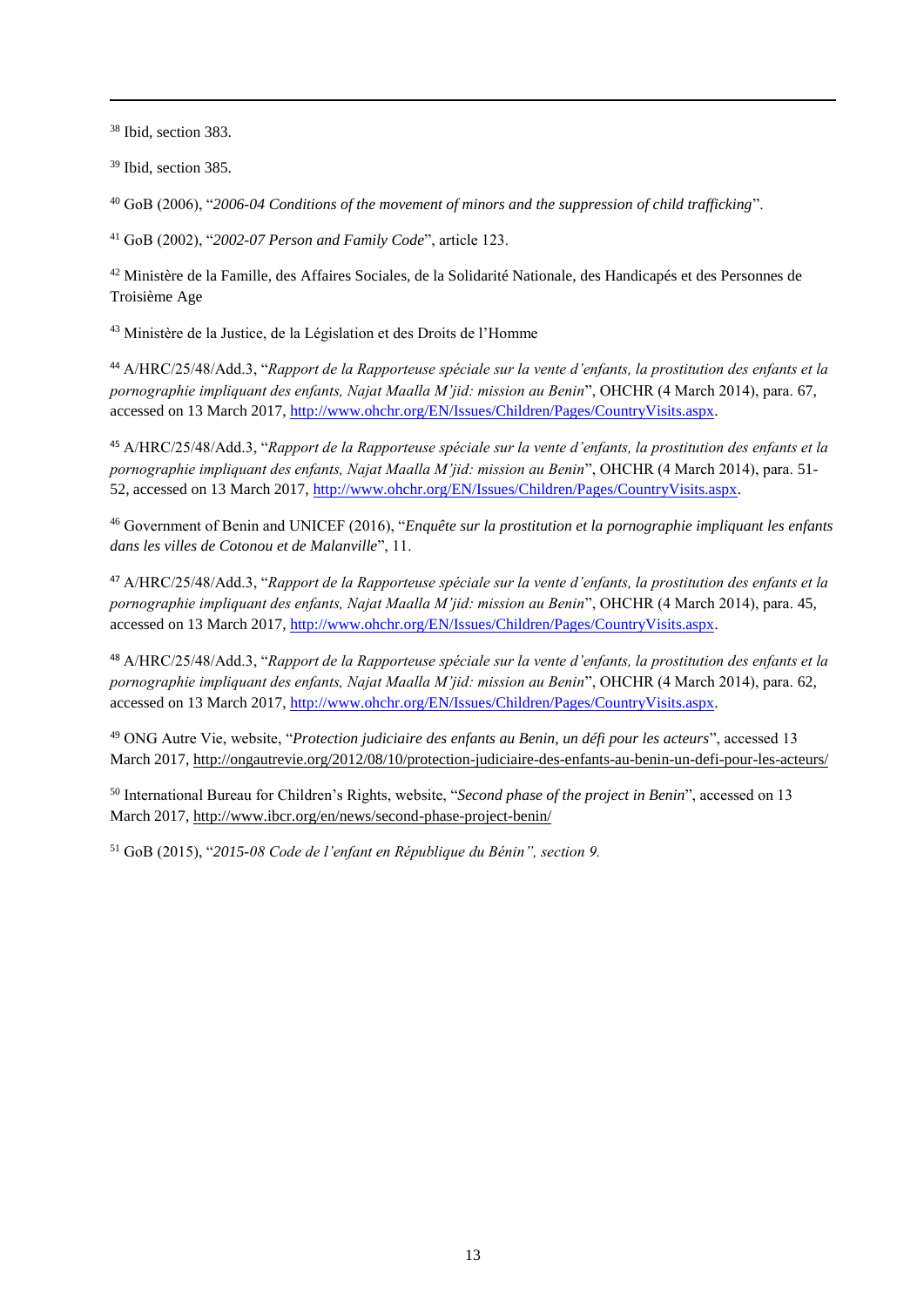[38] Ibid, section 383.

[39] Ibid, section 385.

[40] GoB (2006), "*2006-04 Conditions of the movement of minors and the suppression of child trafficking*".

[41] GoB (2002), "*2002-07 Person and Family Code*", article 123.

[42] Ministère de la Famille, des Affaires Sociales, de la Solidarité Nationale, des Handicapés et des Personnes de Troisième Age

[43] Ministère de la Justice, de la Législation et des Droits de l'Homme

[44] A/HRC/25/48/Add.3, "*Rapport de la Rapporteuse spéciale sur la vente d'enfants, la prostitution des enfants et la pornographie impliquant des enfants, Najat Maalla M'jid: mission au Benin*", OHCHR (4 March 2014), para. 67, accessed on 13 March 2017, http://www.ohchr.org/EN/Issues/Children/Pages/CountryVisits.aspx.

[45] A/HRC/25/48/Add.3, "*Rapport de la Rapporteuse spéciale sur la vente d'enfants, la prostitution des enfants et la pornographie impliquant des enfants, Najat Maalla M'jid: mission au Benin*", OHCHR (4 March 2014), para. 51-52, accessed on 13 March 2017, http://www.ohchr.org/EN/Issues/Children/Pages/CountryVisits.aspx.

[46] Government of Benin and UNICEF (2016), "*Enquête sur la prostitution et la pornographie impliquant les enfants dans les villes de Cotonou et de Malanville*", 11.

[47] A/HRC/25/48/Add.3, "*Rapport de la Rapporteuse spéciale sur la vente d'enfants, la prostitution des enfants et la pornographie impliquant des enfants, Najat Maalla M'jid: mission au Benin*", OHCHR (4 March 2014), para. 45, accessed on 13 March 2017, http://www.ohchr.org/EN/Issues/Children/Pages/CountryVisits.aspx.

[48] A/HRC/25/48/Add.3, "*Rapport de la Rapporteuse spéciale sur la vente d'enfants, la prostitution des enfants et la pornographie impliquant des enfants, Najat Maalla M'jid: mission au Benin*", OHCHR (4 March 2014), para. 62, accessed on 13 March 2017, http://www.ohchr.org/EN/Issues/Children/Pages/CountryVisits.aspx.

[49] ONG Autre Vie, website, "*Protection judiciaire des enfants au Benin, un défi pour les acteurs*", accessed 13 March 2017, http://ongautrevie.org/2012/08/10/protection-judiciaire-des-enfants-au-benin-un-defi-pour-les-acteurs/

[50] International Bureau for Children's Rights, website, "*Second phase of the project in Benin*", accessed on 13 March 2017, http://www.ibcr.org/en/news/second-phase-project-benin/

[51] GoB (2015), "*2015-08 Code de l'enfant en République du Bénin", section 9.*